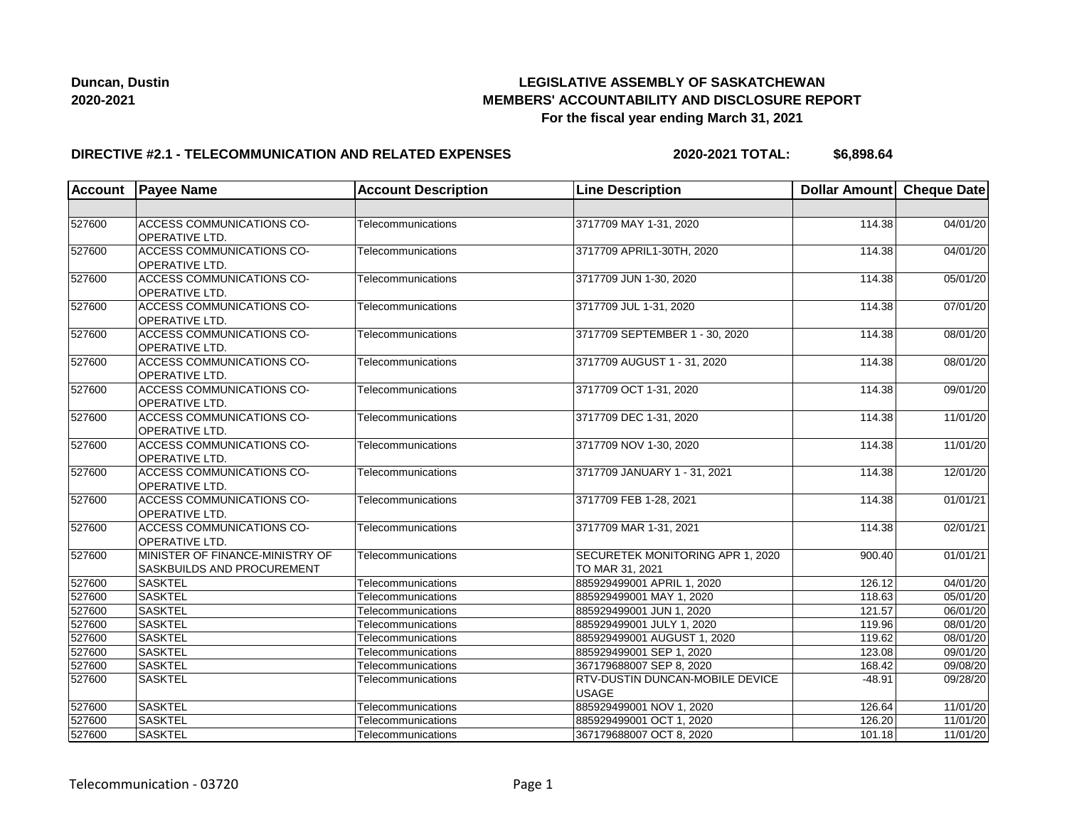**Duncan, Dustin**
**2020-2021**

**LEGISLATIVE ASSEMBLY OF SASKATCHEWAN**
**MEMBERS' ACCOUNTABILITY AND DISCLOSURE REPORT**
**For the fiscal year ending March 31, 2021**

**DIRECTIVE #2.1 - TELECOMMUNICATION AND RELATED EXPENSES** **2020-2021 TOTAL: $6,898.64**

| Account | Payee Name | Account Description | Line Description | Dollar Amount | Cheque Date |
|---|---|---|---|---|---|
| | | | | | |
| 527600 | ACCESS COMMUNICATIONS CO-OPERATIVE LTD. | Telecommunications | 3717709 MAY 1-31, 2020 | 114.38 | 04/01/20 |
| 527600 | ACCESS COMMUNICATIONS CO-OPERATIVE LTD. | Telecommunications | 3717709 APRIL1-30TH, 2020 | 114.38 | 04/01/20 |
| 527600 | ACCESS COMMUNICATIONS CO-OPERATIVE LTD. | Telecommunications | 3717709 JUN 1-30, 2020 | 114.38 | 05/01/20 |
| 527600 | ACCESS COMMUNICATIONS CO-OPERATIVE LTD. | Telecommunications | 3717709 JUL 1-31, 2020 | 114.38 | 07/01/20 |
| 527600 | ACCESS COMMUNICATIONS CO-OPERATIVE LTD. | Telecommunications | 3717709 SEPTEMBER 1 - 30, 2020 | 114.38 | 08/01/20 |
| 527600 | ACCESS COMMUNICATIONS CO-OPERATIVE LTD. | Telecommunications | 3717709 AUGUST 1 - 31, 2020 | 114.38 | 08/01/20 |
| 527600 | ACCESS COMMUNICATIONS CO-OPERATIVE LTD. | Telecommunications | 3717709 OCT 1-31, 2020 | 114.38 | 09/01/20 |
| 527600 | ACCESS COMMUNICATIONS CO-OPERATIVE LTD. | Telecommunications | 3717709 DEC 1-31, 2020 | 114.38 | 11/01/20 |
| 527600 | ACCESS COMMUNICATIONS CO-OPERATIVE LTD. | Telecommunications | 3717709 NOV 1-30, 2020 | 114.38 | 11/01/20 |
| 527600 | ACCESS COMMUNICATIONS CO-OPERATIVE LTD. | Telecommunications | 3717709 JANUARY 1 - 31, 2021 | 114.38 | 12/01/20 |
| 527600 | ACCESS COMMUNICATIONS CO-OPERATIVE LTD. | Telecommunications | 3717709 FEB 1-28, 2021 | 114.38 | 01/01/21 |
| 527600 | ACCESS COMMUNICATIONS CO-OPERATIVE LTD. | Telecommunications | 3717709 MAR 1-31, 2021 | 114.38 | 02/01/21 |
| 527600 | MINISTER OF FINANCE-MINISTRY OF SASKBUILDS AND PROCUREMENT | Telecommunications | SECURETEK MONITORING APR 1, 2020 TO MAR 31, 2021 | 900.40 | 01/01/21 |
| 527600 | SASKTEL | Telecommunications | 885929499001 APRIL 1, 2020 | 126.12 | 04/01/20 |
| 527600 | SASKTEL | Telecommunications | 885929499001 MAY 1, 2020 | 118.63 | 05/01/20 |
| 527600 | SASKTEL | Telecommunications | 885929499001 JUN 1, 2020 | 121.57 | 06/01/20 |
| 527600 | SASKTEL | Telecommunications | 885929499001 JULY 1, 2020 | 119.96 | 08/01/20 |
| 527600 | SASKTEL | Telecommunications | 885929499001 AUGUST 1, 2020 | 119.62 | 08/01/20 |
| 527600 | SASKTEL | Telecommunications | 885929499001 SEP 1, 2020 | 123.08 | 09/01/20 |
| 527600 | SASKTEL | Telecommunications | 367179688007 SEP 8, 2020 | 168.42 | 09/08/20 |
| 527600 | SASKTEL | Telecommunications | RTV-DUSTIN DUNCAN-MOBILE DEVICE USAGE | -48.91 | 09/28/20 |
| 527600 | SASKTEL | Telecommunications | 885929499001 NOV 1, 2020 | 126.64 | 11/01/20 |
| 527600 | SASKTEL | Telecommunications | 885929499001 OCT 1, 2020 | 126.20 | 11/01/20 |
| 527600 | SASKTEL | Telecommunications | 367179688007 OCT 8, 2020 | 101.18 | 11/01/20 |

Telecommunication - 03720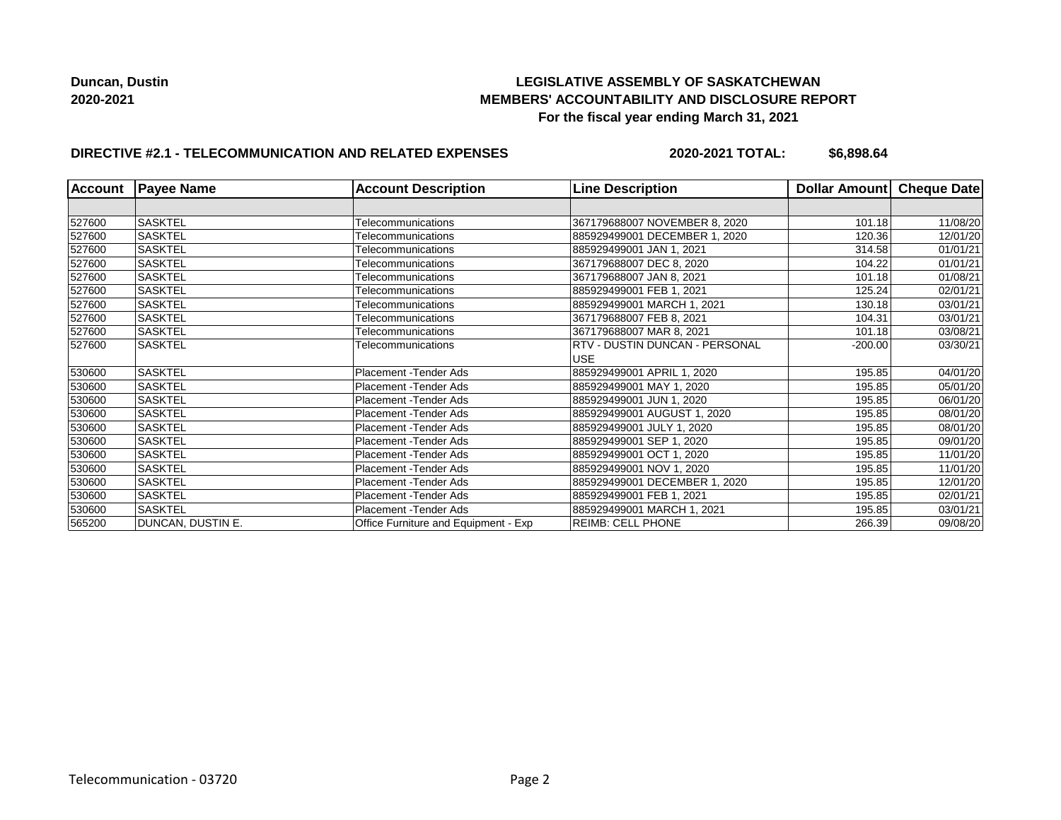**Duncan, Dustin**
**2020-2021**

## LEGISLATIVE ASSEMBLY OF SASKATCHEWAN
## MEMBERS' ACCOUNTABILITY AND DISCLOSURE REPORT
### For the fiscal year ending March 31, 2021

**DIRECTIVE #2.1 - TELECOMMUNICATION AND RELATED EXPENSES** **2020-2021 TOTAL: $6,898.64**

| Account | Payee Name | Account Description | Line Description | Dollar Amount | Cheque Date |
|---|---|---|---|---|---|
| | | | | | |
| 527600 | SASKTEL | Telecommunications | 367179688007 NOVEMBER 8, 2020 | 101.18 | 11/08/20 |
| 527600 | SASKTEL | Telecommunications | 885929499001 DECEMBER 1, 2020 | 120.36 | 12/01/20 |
| 527600 | SASKTEL | Telecommunications | 885929499001 JAN 1, 2021 | 314.58 | 01/01/21 |
| 527600 | SASKTEL | Telecommunications | 367179688007 DEC 8, 2020 | 104.22 | 01/01/21 |
| 527600 | SASKTEL | Telecommunications | 367179688007 JAN 8, 2021 | 101.18 | 01/08/21 |
| 527600 | SASKTEL | Telecommunications | 885929499001 FEB 1, 2021 | 125.24 | 02/01/21 |
| 527600 | SASKTEL | Telecommunications | 885929499001 MARCH 1, 2021 | 130.18 | 03/01/21 |
| 527600 | SASKTEL | Telecommunications | 367179688007 FEB 8, 2021 | 104.31 | 03/01/21 |
| 527600 | SASKTEL | Telecommunications | 367179688007 MAR 8, 2021 | 101.18 | 03/08/21 |
| 527600 | SASKTEL | Telecommunications | RTV - DUSTIN DUNCAN - PERSONAL USE | -200.00 | 03/30/21 |
| 530600 | SASKTEL | Placement -Tender Ads | 885929499001 APRIL 1, 2020 | 195.85 | 04/01/20 |
| 530600 | SASKTEL | Placement -Tender Ads | 885929499001 MAY 1, 2020 | 195.85 | 05/01/20 |
| 530600 | SASKTEL | Placement -Tender Ads | 885929499001 JUN 1, 2020 | 195.85 | 06/01/20 |
| 530600 | SASKTEL | Placement -Tender Ads | 885929499001 AUGUST 1, 2020 | 195.85 | 08/01/20 |
| 530600 | SASKTEL | Placement -Tender Ads | 885929499001 JULY 1, 2020 | 195.85 | 08/01/20 |
| 530600 | SASKTEL | Placement -Tender Ads | 885929499001 SEP 1, 2020 | 195.85 | 09/01/20 |
| 530600 | SASKTEL | Placement -Tender Ads | 885929499001 OCT 1, 2020 | 195.85 | 11/01/20 |
| 530600 | SASKTEL | Placement -Tender Ads | 885929499001 NOV 1, 2020 | 195.85 | 11/01/20 |
| 530600 | SASKTEL | Placement -Tender Ads | 885929499001 DECEMBER 1, 2020 | 195.85 | 12/01/20 |
| 530600 | SASKTEL | Placement -Tender Ads | 885929499001 FEB 1, 2021 | 195.85 | 02/01/21 |
| 530600 | SASKTEL | Placement -Tender Ads | 885929499001 MARCH 1, 2021 | 195.85 | 03/01/21 |
| 565200 | DUNCAN, DUSTIN E. | Office Furniture and Equipment - Exp | REIMB: CELL PHONE | 266.39 | 09/08/20 |

Telecommunication - 03720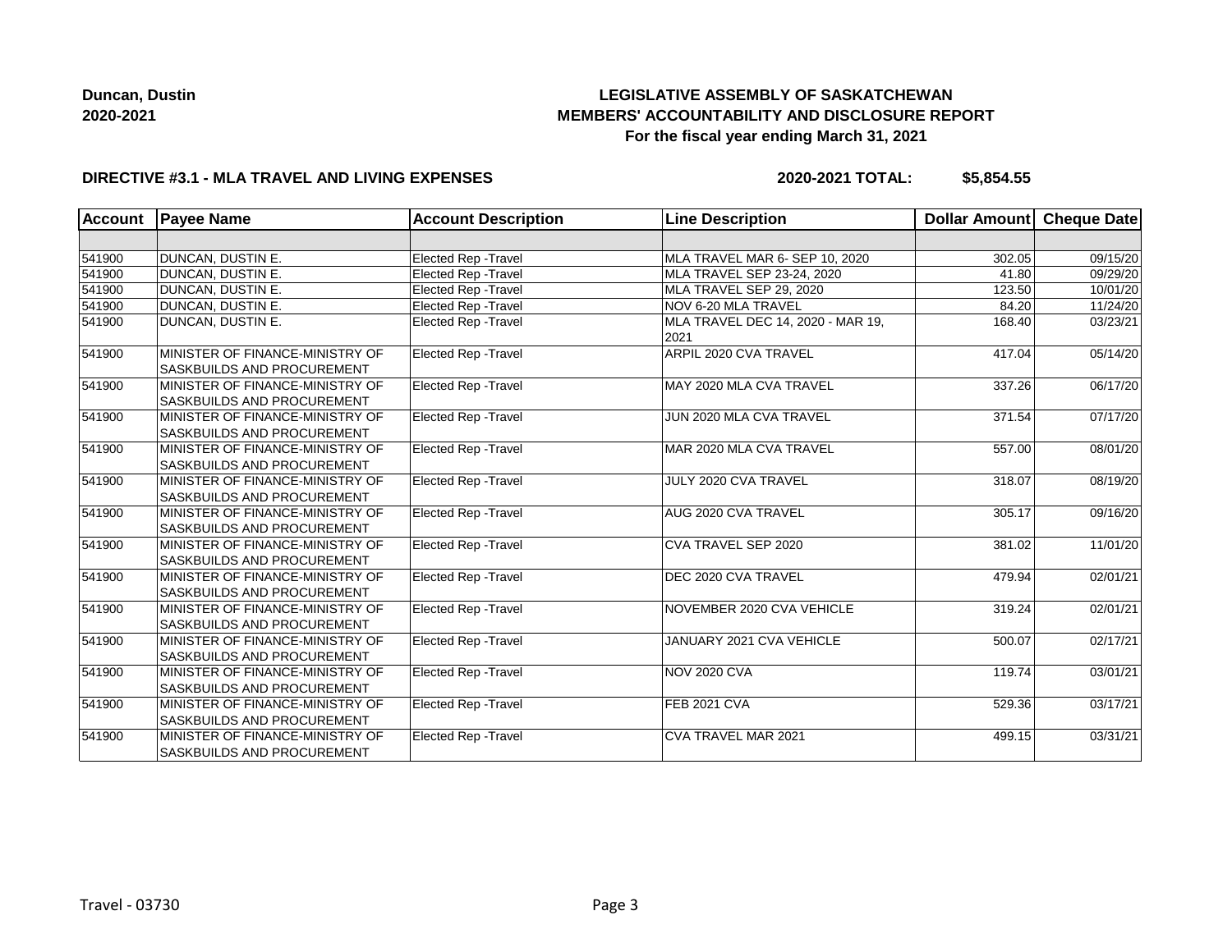**Duncan, Dustin**
**2020-2021**

# LEGISLATIVE ASSEMBLY OF SASKATCHEWAN
## MEMBERS' ACCOUNTABILITY AND DISCLOSURE REPORT
### For the fiscal year ending March 31, 2021

**DIRECTIVE #3.1 - MLA TRAVEL AND LIVING EXPENSES** **2020-2021 TOTAL: $5,854.55**

| Account | Payee Name | Account Description | Line Description | Dollar Amount | Cheque Date |
|---|---|---|---|---|---|
| | | | | | |
| 541900 | DUNCAN, DUSTIN E. | Elected Rep -Travel | MLA TRAVEL MAR 6- SEP 10, 2020 | 302.05 | 09/15/20 |
| 541900 | DUNCAN, DUSTIN E. | Elected Rep -Travel | MLA TRAVEL SEP 23-24, 2020 | 41.80 | 09/29/20 |
| 541900 | DUNCAN, DUSTIN E. | Elected Rep -Travel | MLA TRAVEL SEP 29, 2020 | 123.50 | 10/01/20 |
| 541900 | DUNCAN, DUSTIN E. | Elected Rep -Travel | NOV 6-20 MLA TRAVEL | 84.20 | 11/24/20 |
| 541900 | DUNCAN, DUSTIN E. | Elected Rep -Travel | MLA TRAVEL DEC 14, 2020 - MAR 19, 2021 | 168.40 | 03/23/21 |
| 541900 | MINISTER OF FINANCE-MINISTRY OF SASKBUILDS AND PROCUREMENT | Elected Rep -Travel | ARPIL 2020 CVA TRAVEL | 417.04 | 05/14/20 |
| 541900 | MINISTER OF FINANCE-MINISTRY OF SASKBUILDS AND PROCUREMENT | Elected Rep -Travel | MAY 2020 MLA CVA TRAVEL | 337.26 | 06/17/20 |
| 541900 | MINISTER OF FINANCE-MINISTRY OF SASKBUILDS AND PROCUREMENT | Elected Rep -Travel | JUN 2020 MLA CVA TRAVEL | 371.54 | 07/17/20 |
| 541900 | MINISTER OF FINANCE-MINISTRY OF SASKBUILDS AND PROCUREMENT | Elected Rep -Travel | MAR 2020 MLA CVA TRAVEL | 557.00 | 08/01/20 |
| 541900 | MINISTER OF FINANCE-MINISTRY OF SASKBUILDS AND PROCUREMENT | Elected Rep -Travel | JULY 2020 CVA TRAVEL | 318.07 | 08/19/20 |
| 541900 | MINISTER OF FINANCE-MINISTRY OF SASKBUILDS AND PROCUREMENT | Elected Rep -Travel | AUG 2020 CVA TRAVEL | 305.17 | 09/16/20 |
| 541900 | MINISTER OF FINANCE-MINISTRY OF SASKBUILDS AND PROCUREMENT | Elected Rep -Travel | CVA TRAVEL SEP 2020 | 381.02 | 11/01/20 |
| 541900 | MINISTER OF FINANCE-MINISTRY OF SASKBUILDS AND PROCUREMENT | Elected Rep -Travel | DEC 2020 CVA TRAVEL | 479.94 | 02/01/21 |
| 541900 | MINISTER OF FINANCE-MINISTRY OF SASKBUILDS AND PROCUREMENT | Elected Rep -Travel | NOVEMBER 2020 CVA VEHICLE | 319.24 | 02/01/21 |
| 541900 | MINISTER OF FINANCE-MINISTRY OF SASKBUILDS AND PROCUREMENT | Elected Rep -Travel | JANUARY 2021 CVA VEHICLE | 500.07 | 02/17/21 |
| 541900 | MINISTER OF FINANCE-MINISTRY OF SASKBUILDS AND PROCUREMENT | Elected Rep -Travel | NOV 2020 CVA | 119.74 | 03/01/21 |
| 541900 | MINISTER OF FINANCE-MINISTRY OF SASKBUILDS AND PROCUREMENT | Elected Rep -Travel | FEB 2021 CVA | 529.36 | 03/17/21 |
| 541900 | MINISTER OF FINANCE-MINISTRY OF SASKBUILDS AND PROCUREMENT | Elected Rep -Travel | CVA TRAVEL MAR 2021 | 499.15 | 03/31/21 |

Travel - 03730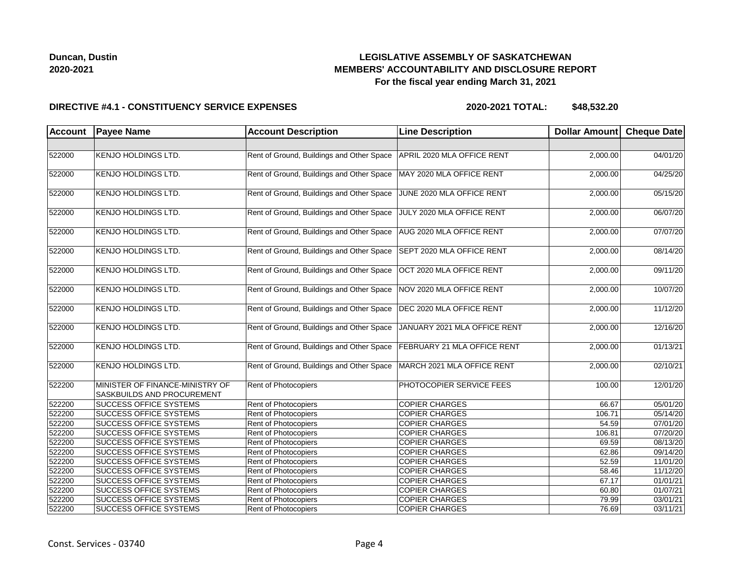**Duncan, Dustin**
**2020-2021**

# LEGISLATIVE ASSEMBLY OF SASKATCHEWAN
## MEMBERS' ACCOUNTABILITY AND DISCLOSURE REPORT
### For the fiscal year ending March 31, 2021

**DIRECTIVE #4.1 - CONSTITUENCY SERVICE EXPENSES** **2020-2021 TOTAL: $48,532.20**

| Account | Payee Name | Account Description | Line Description | Dollar Amount | Cheque Date |
|---|---|---|---|---|---|
| | | | | | |
| 522000 | KENJO HOLDINGS LTD. | Rent of Ground, Buildings and Other Space | APRIL 2020 MLA OFFICE RENT | 2,000.00 | 04/01/20 |
| 522000 | KENJO HOLDINGS LTD. | Rent of Ground, Buildings and Other Space | MAY 2020 MLA OFFICE RENT | 2,000.00 | 04/25/20 |
| 522000 | KENJO HOLDINGS LTD. | Rent of Ground, Buildings and Other Space | JUNE 2020 MLA OFFICE RENT | 2,000.00 | 05/15/20 |
| 522000 | KENJO HOLDINGS LTD. | Rent of Ground, Buildings and Other Space | JULY 2020 MLA OFFICE RENT | 2,000.00 | 06/07/20 |
| 522000 | KENJO HOLDINGS LTD. | Rent of Ground, Buildings and Other Space | AUG 2020 MLA OFFICE RENT | 2,000.00 | 07/07/20 |
| 522000 | KENJO HOLDINGS LTD. | Rent of Ground, Buildings and Other Space | SEPT 2020 MLA OFFICE RENT | 2,000.00 | 08/14/20 |
| 522000 | KENJO HOLDINGS LTD. | Rent of Ground, Buildings and Other Space | OCT 2020 MLA OFFICE RENT | 2,000.00 | 09/11/20 |
| 522000 | KENJO HOLDINGS LTD. | Rent of Ground, Buildings and Other Space | NOV 2020 MLA OFFICE RENT | 2,000.00 | 10/07/20 |
| 522000 | KENJO HOLDINGS LTD. | Rent of Ground, Buildings and Other Space | DEC 2020 MLA OFFICE RENT | 2,000.00 | 11/12/20 |
| 522000 | KENJO HOLDINGS LTD. | Rent of Ground, Buildings and Other Space | JANUARY 2021 MLA OFFICE RENT | 2,000.00 | 12/16/20 |
| 522000 | KENJO HOLDINGS LTD. | Rent of Ground, Buildings and Other Space | FEBRUARY 21 MLA OFFICE RENT | 2,000.00 | 01/13/21 |
| 522000 | KENJO HOLDINGS LTD. | Rent of Ground, Buildings and Other Space | MARCH 2021 MLA OFFICE RENT | 2,000.00 | 02/10/21 |
| 522200 | MINISTER OF FINANCE-MINISTRY OF SASKBUILDS AND PROCUREMENT | Rent of Photocopiers | PHOTOCOPIER SERVICE FEES | 100.00 | 12/01/20 |
| 522200 | SUCCESS OFFICE SYSTEMS | Rent of Photocopiers | COPIER CHARGES | 66.67 | 05/01/20 |
| 522200 | SUCCESS OFFICE SYSTEMS | Rent of Photocopiers | COPIER CHARGES | 106.71 | 05/14/20 |
| 522200 | SUCCESS OFFICE SYSTEMS | Rent of Photocopiers | COPIER CHARGES | 54.59 | 07/01/20 |
| 522200 | SUCCESS OFFICE SYSTEMS | Rent of Photocopiers | COPIER CHARGES | 106.81 | 07/20/20 |
| 522200 | SUCCESS OFFICE SYSTEMS | Rent of Photocopiers | COPIER CHARGES | 69.59 | 08/13/20 |
| 522200 | SUCCESS OFFICE SYSTEMS | Rent of Photocopiers | COPIER CHARGES | 62.86 | 09/14/20 |
| 522200 | SUCCESS OFFICE SYSTEMS | Rent of Photocopiers | COPIER CHARGES | 52.59 | 11/01/20 |
| 522200 | SUCCESS OFFICE SYSTEMS | Rent of Photocopiers | COPIER CHARGES | 58.46 | 11/12/20 |
| 522200 | SUCCESS OFFICE SYSTEMS | Rent of Photocopiers | COPIER CHARGES | 67.17 | 01/01/21 |
| 522200 | SUCCESS OFFICE SYSTEMS | Rent of Photocopiers | COPIER CHARGES | 60.80 | 01/07/21 |
| 522200 | SUCCESS OFFICE SYSTEMS | Rent of Photocopiers | COPIER CHARGES | 79.99 | 03/01/21 |
| 522200 | SUCCESS OFFICE SYSTEMS | Rent of Photocopiers | COPIER CHARGES | 76.69 | 03/11/21 |

Const. Services - 03740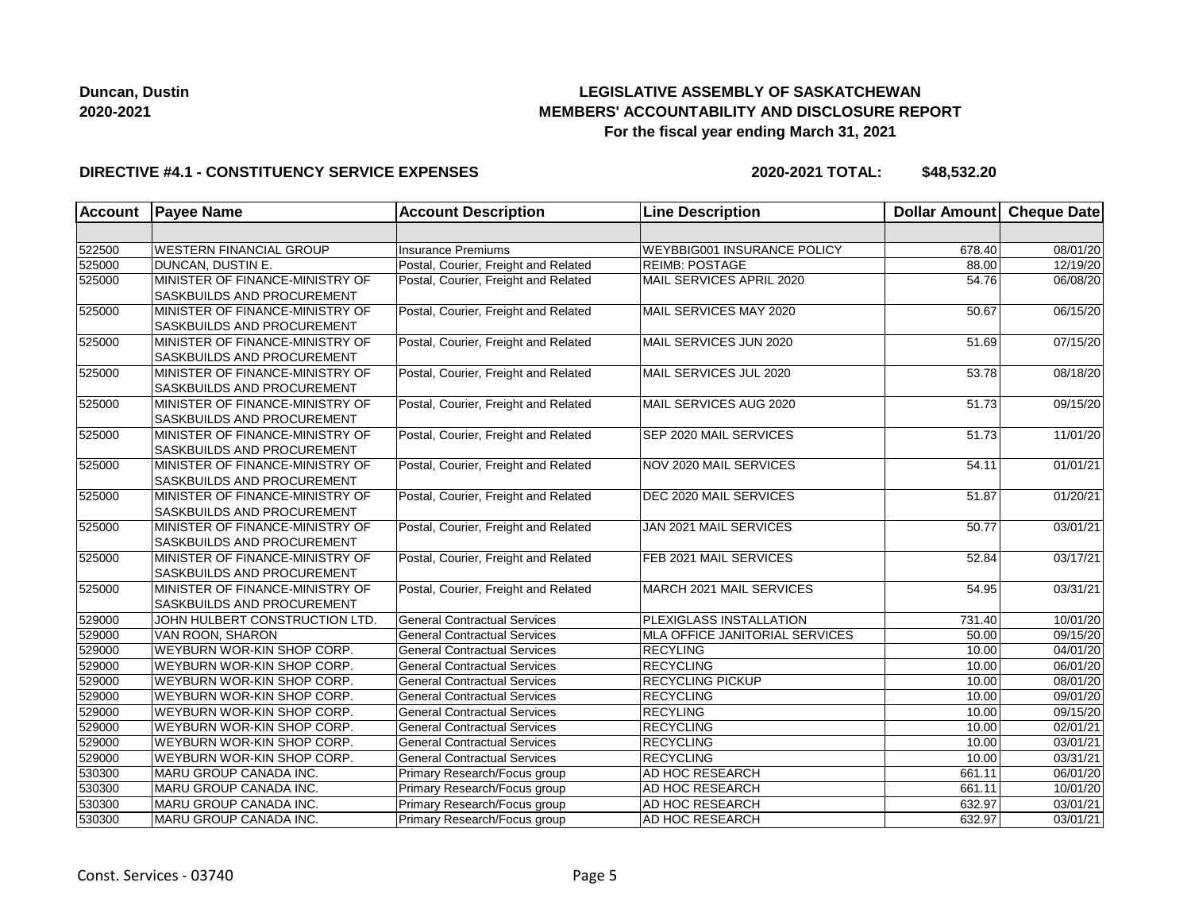**Duncan, Dustin**
**2020-2021**

# LEGISLATIVE ASSEMBLY OF SASKATCHEWAN
## MEMBERS' ACCOUNTABILITY AND DISCLOSURE REPORT
### For the fiscal year ending March 31, 2021

**DIRECTIVE #4.1 - CONSTITUENCY SERVICE EXPENSES** **2020-2021 TOTAL: $48,532.20**

| Account | Payee Name | Account Description | Line Description | Dollar Amount | Cheque Date |
|---|---|---|---|---|---|
| | | | | | |
| 522500 | WESTERN FINANCIAL GROUP | Insurance Premiums | WEYBBIG001 INSURANCE POLICY | 678.40 | 08/01/20 |
| 525000 | DUNCAN, DUSTIN E. | Postal, Courier, Freight and Related | REIMB: POSTAGE | 88.00 | 12/19/20 |
| 525000 | MINISTER OF FINANCE-MINISTRY OF SASKBUILDS AND PROCUREMENT | Postal, Courier, Freight and Related | MAIL SERVICES APRIL 2020 | 54.76 | 06/08/20 |
| 525000 | MINISTER OF FINANCE-MINISTRY OF SASKBUILDS AND PROCUREMENT | Postal, Courier, Freight and Related | MAIL SERVICES MAY 2020 | 50.67 | 06/15/20 |
| 525000 | MINISTER OF FINANCE-MINISTRY OF SASKBUILDS AND PROCUREMENT | Postal, Courier, Freight and Related | MAIL SERVICES JUN 2020 | 51.69 | 07/15/20 |
| 525000 | MINISTER OF FINANCE-MINISTRY OF SASKBUILDS AND PROCUREMENT | Postal, Courier, Freight and Related | MAIL SERVICES JUL 2020 | 53.78 | 08/18/20 |
| 525000 | MINISTER OF FINANCE-MINISTRY OF SASKBUILDS AND PROCUREMENT | Postal, Courier, Freight and Related | MAIL SERVICES AUG 2020 | 51.73 | 09/15/20 |
| 525000 | MINISTER OF FINANCE-MINISTRY OF SASKBUILDS AND PROCUREMENT | Postal, Courier, Freight and Related | SEP 2020 MAIL SERVICES | 51.73 | 11/01/20 |
| 525000 | MINISTER OF FINANCE-MINISTRY OF SASKBUILDS AND PROCUREMENT | Postal, Courier, Freight and Related | NOV 2020 MAIL SERVICES | 54.11 | 01/01/21 |
| 525000 | MINISTER OF FINANCE-MINISTRY OF SASKBUILDS AND PROCUREMENT | Postal, Courier, Freight and Related | DEC 2020 MAIL SERVICES | 51.87 | 01/20/21 |
| 525000 | MINISTER OF FINANCE-MINISTRY OF SASKBUILDS AND PROCUREMENT | Postal, Courier, Freight and Related | JAN 2021 MAIL SERVICES | 50.77 | 03/01/21 |
| 525000 | MINISTER OF FINANCE-MINISTRY OF SASKBUILDS AND PROCUREMENT | Postal, Courier, Freight and Related | FEB 2021 MAIL SERVICES | 52.84 | 03/17/21 |
| 525000 | MINISTER OF FINANCE-MINISTRY OF SASKBUILDS AND PROCUREMENT | Postal, Courier, Freight and Related | MARCH 2021 MAIL SERVICES | 54.95 | 03/31/21 |
| 529000 | JOHN HULBERT CONSTRUCTION LTD. | General Contractual Services | PLEXIGLASS INSTALLATION | 731.40 | 10/01/20 |
| 529000 | VAN ROON, SHARON | General Contractual Services | MLA OFFICE JANITORIAL SERVICES | 50.00 | 09/15/20 |
| 529000 | WEYBURN WOR-KIN SHOP CORP. | General Contractual Services | RECYLING | 10.00 | 04/01/20 |
| 529000 | WEYBURN WOR-KIN SHOP CORP. | General Contractual Services | RECYCLING | 10.00 | 06/01/20 |
| 529000 | WEYBURN WOR-KIN SHOP CORP. | General Contractual Services | RECYCLING PICKUP | 10.00 | 08/01/20 |
| 529000 | WEYBURN WOR-KIN SHOP CORP. | General Contractual Services | RECYCLING | 10.00 | 09/01/20 |
| 529000 | WEYBURN WOR-KIN SHOP CORP. | General Contractual Services | RECYLING | 10.00 | 09/15/20 |
| 529000 | WEYBURN WOR-KIN SHOP CORP. | General Contractual Services | RECYCLING | 10.00 | 02/01/21 |
| 529000 | WEYBURN WOR-KIN SHOP CORP. | General Contractual Services | RECYCLING | 10.00 | 03/01/21 |
| 529000 | WEYBURN WOR-KIN SHOP CORP. | General Contractual Services | RECYCLING | 10.00 | 03/31/21 |
| 530300 | MARU GROUP CANADA INC. | Primary Research/Focus group | AD HOC RESEARCH | 661.11 | 06/01/20 |
| 530300 | MARU GROUP CANADA INC. | Primary Research/Focus group | AD HOC RESEARCH | 661.11 | 10/01/20 |
| 530300 | MARU GROUP CANADA INC. | Primary Research/Focus group | AD HOC RESEARCH | 632.97 | 03/01/21 |
| 530300 | MARU GROUP CANADA INC. | Primary Research/Focus group | AD HOC RESEARCH | 632.97 | 03/01/21 |

Const. Services - 03740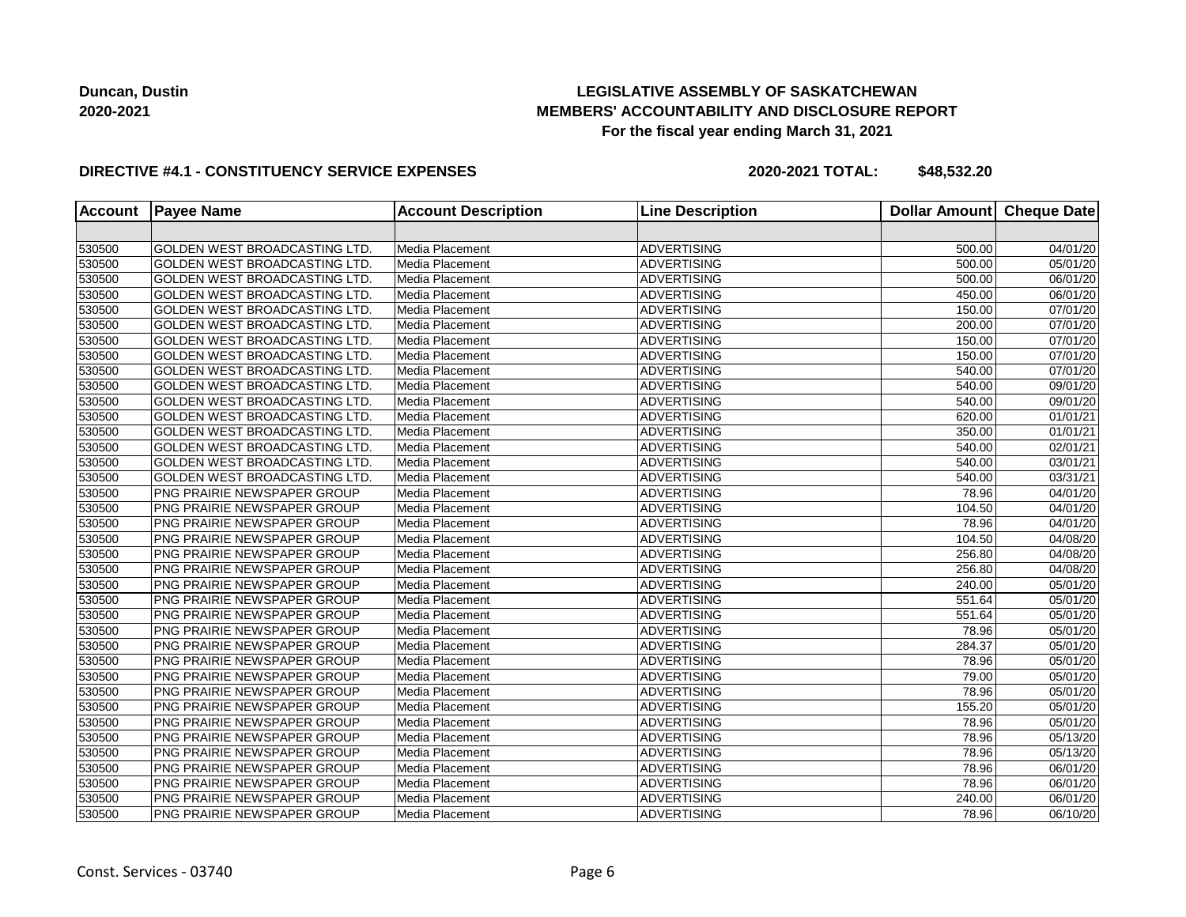**Duncan, Dustin**
**2020-2021**

# LEGISLATIVE ASSEMBLY OF SASKATCHEWAN
## MEMBERS' ACCOUNTABILITY AND DISCLOSURE REPORT
### For the fiscal year ending March 31, 2021

**DIRECTIVE #4.1 - CONSTITUENCY SERVICE EXPENSES** **2020-2021 TOTAL: $48,532.20**

| Account | Payee Name | Account Description | Line Description | Dollar Amount | Cheque Date |
|---|---|---|---|---|---|
| | | | | | |
| 530500 | GOLDEN WEST BROADCASTING LTD. | Media Placement | ADVERTISING | 500.00 | 04/01/20 |
| 530500 | GOLDEN WEST BROADCASTING LTD. | Media Placement | ADVERTISING | 500.00 | 05/01/20 |
| 530500 | GOLDEN WEST BROADCASTING LTD. | Media Placement | ADVERTISING | 500.00 | 06/01/20 |
| 530500 | GOLDEN WEST BROADCASTING LTD. | Media Placement | ADVERTISING | 450.00 | 06/01/20 |
| 530500 | GOLDEN WEST BROADCASTING LTD. | Media Placement | ADVERTISING | 150.00 | 07/01/20 |
| 530500 | GOLDEN WEST BROADCASTING LTD. | Media Placement | ADVERTISING | 200.00 | 07/01/20 |
| 530500 | GOLDEN WEST BROADCASTING LTD. | Media Placement | ADVERTISING | 150.00 | 07/01/20 |
| 530500 | GOLDEN WEST BROADCASTING LTD. | Media Placement | ADVERTISING | 150.00 | 07/01/20 |
| 530500 | GOLDEN WEST BROADCASTING LTD. | Media Placement | ADVERTISING | 540.00 | 07/01/20 |
| 530500 | GOLDEN WEST BROADCASTING LTD. | Media Placement | ADVERTISING | 540.00 | 09/01/20 |
| 530500 | GOLDEN WEST BROADCASTING LTD. | Media Placement | ADVERTISING | 540.00 | 09/01/20 |
| 530500 | GOLDEN WEST BROADCASTING LTD. | Media Placement | ADVERTISING | 620.00 | 01/01/21 |
| 530500 | GOLDEN WEST BROADCASTING LTD. | Media Placement | ADVERTISING | 350.00 | 01/01/21 |
| 530500 | GOLDEN WEST BROADCASTING LTD. | Media Placement | ADVERTISING | 540.00 | 02/01/21 |
| 530500 | GOLDEN WEST BROADCASTING LTD. | Media Placement | ADVERTISING | 540.00 | 03/01/21 |
| 530500 | GOLDEN WEST BROADCASTING LTD. | Media Placement | ADVERTISING | 540.00 | 03/31/21 |
| 530500 | PNG PRAIRIE NEWSPAPER GROUP | Media Placement | ADVERTISING | 78.96 | 04/01/20 |
| 530500 | PNG PRAIRIE NEWSPAPER GROUP | Media Placement | ADVERTISING | 104.50 | 04/01/20 |
| 530500 | PNG PRAIRIE NEWSPAPER GROUP | Media Placement | ADVERTISING | 78.96 | 04/01/20 |
| 530500 | PNG PRAIRIE NEWSPAPER GROUP | Media Placement | ADVERTISING | 104.50 | 04/08/20 |
| 530500 | PNG PRAIRIE NEWSPAPER GROUP | Media Placement | ADVERTISING | 256.80 | 04/08/20 |
| 530500 | PNG PRAIRIE NEWSPAPER GROUP | Media Placement | ADVERTISING | 256.80 | 04/08/20 |
| 530500 | PNG PRAIRIE NEWSPAPER GROUP | Media Placement | ADVERTISING | 240.00 | 05/01/20 |
| 530500 | PNG PRAIRIE NEWSPAPER GROUP | Media Placement | ADVERTISING | 551.64 | 05/01/20 |
| 530500 | PNG PRAIRIE NEWSPAPER GROUP | Media Placement | ADVERTISING | 551.64 | 05/01/20 |
| 530500 | PNG PRAIRIE NEWSPAPER GROUP | Media Placement | ADVERTISING | 78.96 | 05/01/20 |
| 530500 | PNG PRAIRIE NEWSPAPER GROUP | Media Placement | ADVERTISING | 284.37 | 05/01/20 |
| 530500 | PNG PRAIRIE NEWSPAPER GROUP | Media Placement | ADVERTISING | 78.96 | 05/01/20 |
| 530500 | PNG PRAIRIE NEWSPAPER GROUP | Media Placement | ADVERTISING | 79.00 | 05/01/20 |
| 530500 | PNG PRAIRIE NEWSPAPER GROUP | Media Placement | ADVERTISING | 78.96 | 05/01/20 |
| 530500 | PNG PRAIRIE NEWSPAPER GROUP | Media Placement | ADVERTISING | 155.20 | 05/01/20 |
| 530500 | PNG PRAIRIE NEWSPAPER GROUP | Media Placement | ADVERTISING | 78.96 | 05/01/20 |
| 530500 | PNG PRAIRIE NEWSPAPER GROUP | Media Placement | ADVERTISING | 78.96 | 05/13/20 |
| 530500 | PNG PRAIRIE NEWSPAPER GROUP | Media Placement | ADVERTISING | 78.96 | 05/13/20 |
| 530500 | PNG PRAIRIE NEWSPAPER GROUP | Media Placement | ADVERTISING | 78.96 | 06/01/20 |
| 530500 | PNG PRAIRIE NEWSPAPER GROUP | Media Placement | ADVERTISING | 78.96 | 06/01/20 |
| 530500 | PNG PRAIRIE NEWSPAPER GROUP | Media Placement | ADVERTISING | 240.00 | 06/01/20 |
| 530500 | PNG PRAIRIE NEWSPAPER GROUP | Media Placement | ADVERTISING | 78.96 | 06/10/20 |

Const. Services - 03740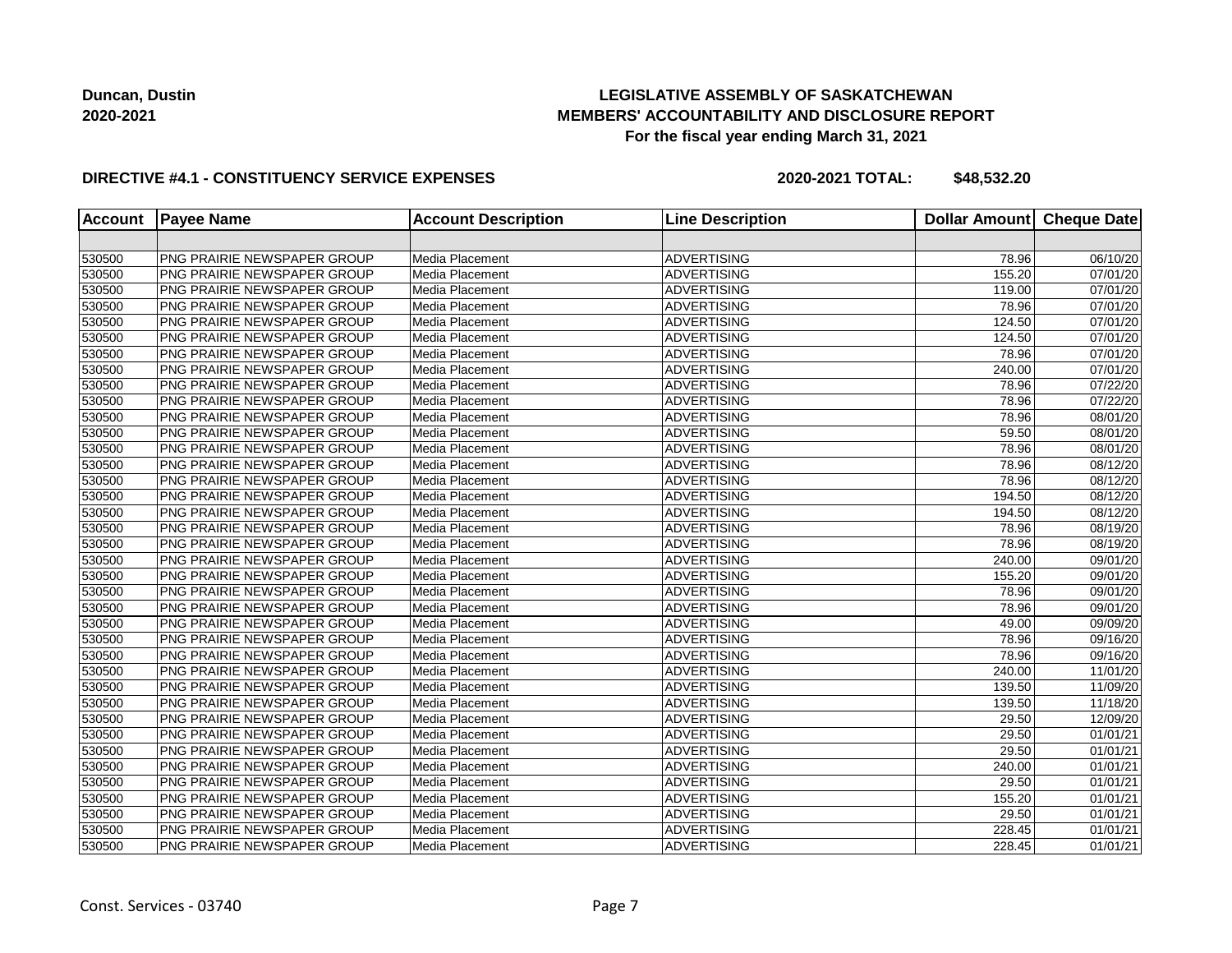**Duncan, Dustin**
**2020-2021**

**LEGISLATIVE ASSEMBLY OF SASKATCHEWAN**
**MEMBERS' ACCOUNTABILITY AND DISCLOSURE REPORT**
**For the fiscal year ending March 31, 2021**

**DIRECTIVE #4.1 - CONSTITUENCY SERVICE EXPENSES** **2020-2021 TOTAL: $48,532.20**

| Account | Payee Name | Account Description | Line Description | Dollar Amount | Cheque Date |
|---|---|---|---|---|---|
| | | | | | |
| 530500 | PNG PRAIRIE NEWSPAPER GROUP | Media Placement | ADVERTISING | 78.96 | 06/10/20 |
| 530500 | PNG PRAIRIE NEWSPAPER GROUP | Media Placement | ADVERTISING | 155.20 | 07/01/20 |
| 530500 | PNG PRAIRIE NEWSPAPER GROUP | Media Placement | ADVERTISING | 119.00 | 07/01/20 |
| 530500 | PNG PRAIRIE NEWSPAPER GROUP | Media Placement | ADVERTISING | 78.96 | 07/01/20 |
| 530500 | PNG PRAIRIE NEWSPAPER GROUP | Media Placement | ADVERTISING | 124.50 | 07/01/20 |
| 530500 | PNG PRAIRIE NEWSPAPER GROUP | Media Placement | ADVERTISING | 124.50 | 07/01/20 |
| 530500 | PNG PRAIRIE NEWSPAPER GROUP | Media Placement | ADVERTISING | 78.96 | 07/01/20 |
| 530500 | PNG PRAIRIE NEWSPAPER GROUP | Media Placement | ADVERTISING | 240.00 | 07/01/20 |
| 530500 | PNG PRAIRIE NEWSPAPER GROUP | Media Placement | ADVERTISING | 78.96 | 07/22/20 |
| 530500 | PNG PRAIRIE NEWSPAPER GROUP | Media Placement | ADVERTISING | 78.96 | 07/22/20 |
| 530500 | PNG PRAIRIE NEWSPAPER GROUP | Media Placement | ADVERTISING | 78.96 | 08/01/20 |
| 530500 | PNG PRAIRIE NEWSPAPER GROUP | Media Placement | ADVERTISING | 59.50 | 08/01/20 |
| 530500 | PNG PRAIRIE NEWSPAPER GROUP | Media Placement | ADVERTISING | 78.96 | 08/01/20 |
| 530500 | PNG PRAIRIE NEWSPAPER GROUP | Media Placement | ADVERTISING | 78.96 | 08/12/20 |
| 530500 | PNG PRAIRIE NEWSPAPER GROUP | Media Placement | ADVERTISING | 78.96 | 08/12/20 |
| 530500 | PNG PRAIRIE NEWSPAPER GROUP | Media Placement | ADVERTISING | 194.50 | 08/12/20 |
| 530500 | PNG PRAIRIE NEWSPAPER GROUP | Media Placement | ADVERTISING | 194.50 | 08/12/20 |
| 530500 | PNG PRAIRIE NEWSPAPER GROUP | Media Placement | ADVERTISING | 78.96 | 08/19/20 |
| 530500 | PNG PRAIRIE NEWSPAPER GROUP | Media Placement | ADVERTISING | 78.96 | 08/19/20 |
| 530500 | PNG PRAIRIE NEWSPAPER GROUP | Media Placement | ADVERTISING | 240.00 | 09/01/20 |
| 530500 | PNG PRAIRIE NEWSPAPER GROUP | Media Placement | ADVERTISING | 155.20 | 09/01/20 |
| 530500 | PNG PRAIRIE NEWSPAPER GROUP | Media Placement | ADVERTISING | 78.96 | 09/01/20 |
| 530500 | PNG PRAIRIE NEWSPAPER GROUP | Media Placement | ADVERTISING | 78.96 | 09/01/20 |
| 530500 | PNG PRAIRIE NEWSPAPER GROUP | Media Placement | ADVERTISING | 49.00 | 09/09/20 |
| 530500 | PNG PRAIRIE NEWSPAPER GROUP | Media Placement | ADVERTISING | 78.96 | 09/16/20 |
| 530500 | PNG PRAIRIE NEWSPAPER GROUP | Media Placement | ADVERTISING | 78.96 | 09/16/20 |
| 530500 | PNG PRAIRIE NEWSPAPER GROUP | Media Placement | ADVERTISING | 240.00 | 11/01/20 |
| 530500 | PNG PRAIRIE NEWSPAPER GROUP | Media Placement | ADVERTISING | 139.50 | 11/09/20 |
| 530500 | PNG PRAIRIE NEWSPAPER GROUP | Media Placement | ADVERTISING | 139.50 | 11/18/20 |
| 530500 | PNG PRAIRIE NEWSPAPER GROUP | Media Placement | ADVERTISING | 29.50 | 12/09/20 |
| 530500 | PNG PRAIRIE NEWSPAPER GROUP | Media Placement | ADVERTISING | 29.50 | 01/01/21 |
| 530500 | PNG PRAIRIE NEWSPAPER GROUP | Media Placement | ADVERTISING | 29.50 | 01/01/21 |
| 530500 | PNG PRAIRIE NEWSPAPER GROUP | Media Placement | ADVERTISING | 240.00 | 01/01/21 |
| 530500 | PNG PRAIRIE NEWSPAPER GROUP | Media Placement | ADVERTISING | 29.50 | 01/01/21 |
| 530500 | PNG PRAIRIE NEWSPAPER GROUP | Media Placement | ADVERTISING | 155.20 | 01/01/21 |
| 530500 | PNG PRAIRIE NEWSPAPER GROUP | Media Placement | ADVERTISING | 29.50 | 01/01/21 |
| 530500 | PNG PRAIRIE NEWSPAPER GROUP | Media Placement | ADVERTISING | 228.45 | 01/01/21 |
| 530500 | PNG PRAIRIE NEWSPAPER GROUP | Media Placement | ADVERTISING | 228.45 | 01/01/21 |

Const. Services - 03740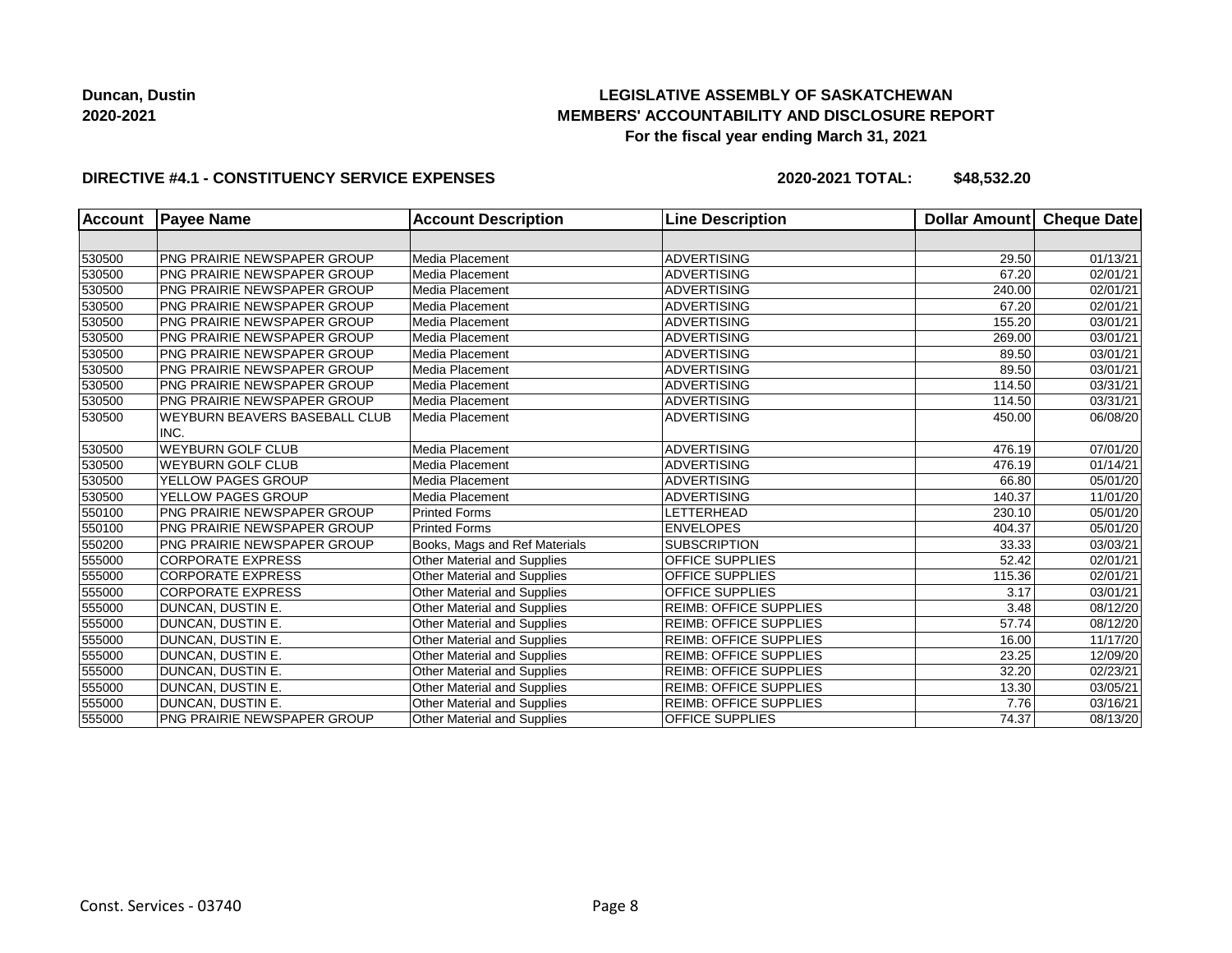**Duncan, Dustin**
**2020-2021**

# LEGISLATIVE ASSEMBLY OF SASKATCHEWAN
## MEMBERS' ACCOUNTABILITY AND DISCLOSURE REPORT
### For the fiscal year ending March 31, 2021

**DIRECTIVE #4.1 - CONSTITUENCY SERVICE EXPENSES** **2020-2021 TOTAL: $48,532.20**

| Account | Payee Name | Account Description | Line Description | Dollar Amount | Cheque Date |
|---|---|---|---|---|---|
| | | | | | |
| 530500 | PNG PRAIRIE NEWSPAPER GROUP | Media Placement | ADVERTISING | 29.50 | 01/13/21 |
| 530500 | PNG PRAIRIE NEWSPAPER GROUP | Media Placement | ADVERTISING | 67.20 | 02/01/21 |
| 530500 | PNG PRAIRIE NEWSPAPER GROUP | Media Placement | ADVERTISING | 240.00 | 02/01/21 |
| 530500 | PNG PRAIRIE NEWSPAPER GROUP | Media Placement | ADVERTISING | 67.20 | 02/01/21 |
| 530500 | PNG PRAIRIE NEWSPAPER GROUP | Media Placement | ADVERTISING | 155.20 | 03/01/21 |
| 530500 | PNG PRAIRIE NEWSPAPER GROUP | Media Placement | ADVERTISING | 269.00 | 03/01/21 |
| 530500 | PNG PRAIRIE NEWSPAPER GROUP | Media Placement | ADVERTISING | 89.50 | 03/01/21 |
| 530500 | PNG PRAIRIE NEWSPAPER GROUP | Media Placement | ADVERTISING | 89.50 | 03/01/21 |
| 530500 | PNG PRAIRIE NEWSPAPER GROUP | Media Placement | ADVERTISING | 114.50 | 03/31/21 |
| 530500 | PNG PRAIRIE NEWSPAPER GROUP | Media Placement | ADVERTISING | 114.50 | 03/31/21 |
| 530500 | WEYBURN BEAVERS BASEBALL CLUB INC. | Media Placement | ADVERTISING | 450.00 | 06/08/20 |
| 530500 | WEYBURN GOLF CLUB | Media Placement | ADVERTISING | 476.19 | 07/01/20 |
| 530500 | WEYBURN GOLF CLUB | Media Placement | ADVERTISING | 476.19 | 01/14/21 |
| 530500 | YELLOW PAGES GROUP | Media Placement | ADVERTISING | 66.80 | 05/01/20 |
| 530500 | YELLOW PAGES GROUP | Media Placement | ADVERTISING | 140.37 | 11/01/20 |
| 550100 | PNG PRAIRIE NEWSPAPER GROUP | Printed Forms | LETTERHEAD | 230.10 | 05/01/20 |
| 550100 | PNG PRAIRIE NEWSPAPER GROUP | Printed Forms | ENVELOPES | 404.37 | 05/01/20 |
| 550200 | PNG PRAIRIE NEWSPAPER GROUP | Books, Mags and Ref Materials | SUBSCRIPTION | 33.33 | 03/03/21 |
| 555000 | CORPORATE EXPRESS | Other Material and Supplies | OFFICE SUPPLIES | 52.42 | 02/01/21 |
| 555000 | CORPORATE EXPRESS | Other Material and Supplies | OFFICE SUPPLIES | 115.36 | 02/01/21 |
| 555000 | CORPORATE EXPRESS | Other Material and Supplies | OFFICE SUPPLIES | 3.17 | 03/01/21 |
| 555000 | DUNCAN, DUSTIN E. | Other Material and Supplies | REIMB: OFFICE SUPPLIES | 3.48 | 08/12/20 |
| 555000 | DUNCAN, DUSTIN E. | Other Material and Supplies | REIMB: OFFICE SUPPLIES | 57.74 | 08/12/20 |
| 555000 | DUNCAN, DUSTIN E. | Other Material and Supplies | REIMB: OFFICE SUPPLIES | 16.00 | 11/17/20 |
| 555000 | DUNCAN, DUSTIN E. | Other Material and Supplies | REIMB: OFFICE SUPPLIES | 23.25 | 12/09/20 |
| 555000 | DUNCAN, DUSTIN E. | Other Material and Supplies | REIMB: OFFICE SUPPLIES | 32.20 | 02/23/21 |
| 555000 | DUNCAN, DUSTIN E. | Other Material and Supplies | REIMB: OFFICE SUPPLIES | 13.30 | 03/05/21 |
| 555000 | DUNCAN, DUSTIN E. | Other Material and Supplies | REIMB: OFFICE SUPPLIES | 7.76 | 03/16/21 |
| 555000 | PNG PRAIRIE NEWSPAPER GROUP | Other Material and Supplies | OFFICE SUPPLIES | 74.37 | 08/13/20 |

Const. Services - 03740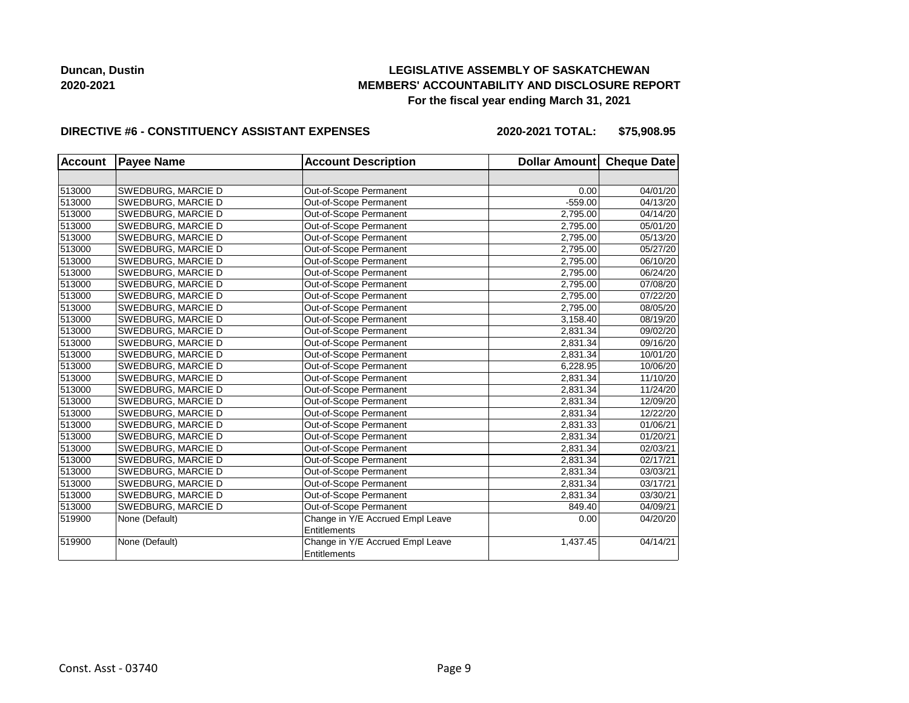**Duncan, Dustin**
**2020-2021**

**LEGISLATIVE ASSEMBLY OF SASKATCHEWAN**
**MEMBERS' ACCOUNTABILITY AND DISCLOSURE REPORT**
**For the fiscal year ending March 31, 2021**

**DIRECTIVE #6 - CONSTITUENCY ASSISTANT EXPENSES** **2020-2021 TOTAL: $75,908.95**

| Account | Payee Name | Account Description | Dollar Amount | Cheque Date |
|---|---|---|---|---|
| | | | | |
| 513000 | SWEDBURG, MARCIE D | Out-of-Scope Permanent | 0.00 | 04/01/20 |
| 513000 | SWEDBURG, MARCIE D | Out-of-Scope Permanent | -559.00 | 04/13/20 |
| 513000 | SWEDBURG, MARCIE D | Out-of-Scope Permanent | 2,795.00 | 04/14/20 |
| 513000 | SWEDBURG, MARCIE D | Out-of-Scope Permanent | 2,795.00 | 05/01/20 |
| 513000 | SWEDBURG, MARCIE D | Out-of-Scope Permanent | 2,795.00 | 05/13/20 |
| 513000 | SWEDBURG, MARCIE D | Out-of-Scope Permanent | 2,795.00 | 05/27/20 |
| 513000 | SWEDBURG, MARCIE D | Out-of-Scope Permanent | 2,795.00 | 06/10/20 |
| 513000 | SWEDBURG, MARCIE D | Out-of-Scope Permanent | 2,795.00 | 06/24/20 |
| 513000 | SWEDBURG, MARCIE D | Out-of-Scope Permanent | 2,795.00 | 07/08/20 |
| 513000 | SWEDBURG, MARCIE D | Out-of-Scope Permanent | 2,795.00 | 07/22/20 |
| 513000 | SWEDBURG, MARCIE D | Out-of-Scope Permanent | 2,795.00 | 08/05/20 |
| 513000 | SWEDBURG, MARCIE D | Out-of-Scope Permanent | 3,158.40 | 08/19/20 |
| 513000 | SWEDBURG, MARCIE D | Out-of-Scope Permanent | 2,831.34 | 09/02/20 |
| 513000 | SWEDBURG, MARCIE D | Out-of-Scope Permanent | 2,831.34 | 09/16/20 |
| 513000 | SWEDBURG, MARCIE D | Out-of-Scope Permanent | 2,831.34 | 10/01/20 |
| 513000 | SWEDBURG, MARCIE D | Out-of-Scope Permanent | 6,228.95 | 10/06/20 |
| 513000 | SWEDBURG, MARCIE D | Out-of-Scope Permanent | 2,831.34 | 11/10/20 |
| 513000 | SWEDBURG, MARCIE D | Out-of-Scope Permanent | 2,831.34 | 11/24/20 |
| 513000 | SWEDBURG, MARCIE D | Out-of-Scope Permanent | 2,831.34 | 12/09/20 |
| 513000 | SWEDBURG, MARCIE D | Out-of-Scope Permanent | 2,831.34 | 12/22/20 |
| 513000 | SWEDBURG, MARCIE D | Out-of-Scope Permanent | 2,831.33 | 01/06/21 |
| 513000 | SWEDBURG, MARCIE D | Out-of-Scope Permanent | 2,831.34 | 01/20/21 |
| 513000 | SWEDBURG, MARCIE D | Out-of-Scope Permanent | 2,831.34 | 02/03/21 |
| 513000 | SWEDBURG, MARCIE D | Out-of-Scope Permanent | 2,831.34 | 02/17/21 |
| 513000 | SWEDBURG, MARCIE D | Out-of-Scope Permanent | 2,831.34 | 03/03/21 |
| 513000 | SWEDBURG, MARCIE D | Out-of-Scope Permanent | 2,831.34 | 03/17/21 |
| 513000 | SWEDBURG, MARCIE D | Out-of-Scope Permanent | 2,831.34 | 03/30/21 |
| 513000 | SWEDBURG, MARCIE D | Out-of-Scope Permanent | 849.40 | 04/09/21 |
| 519900 | None (Default) | Change in Y/E Accrued Empl Leave Entitlements | 0.00 | 04/20/20 |
| 519900 | None (Default) | Change in Y/E Accrued Empl Leave Entitlements | 1,437.45 | 04/14/21 |

Const. Asst - 03740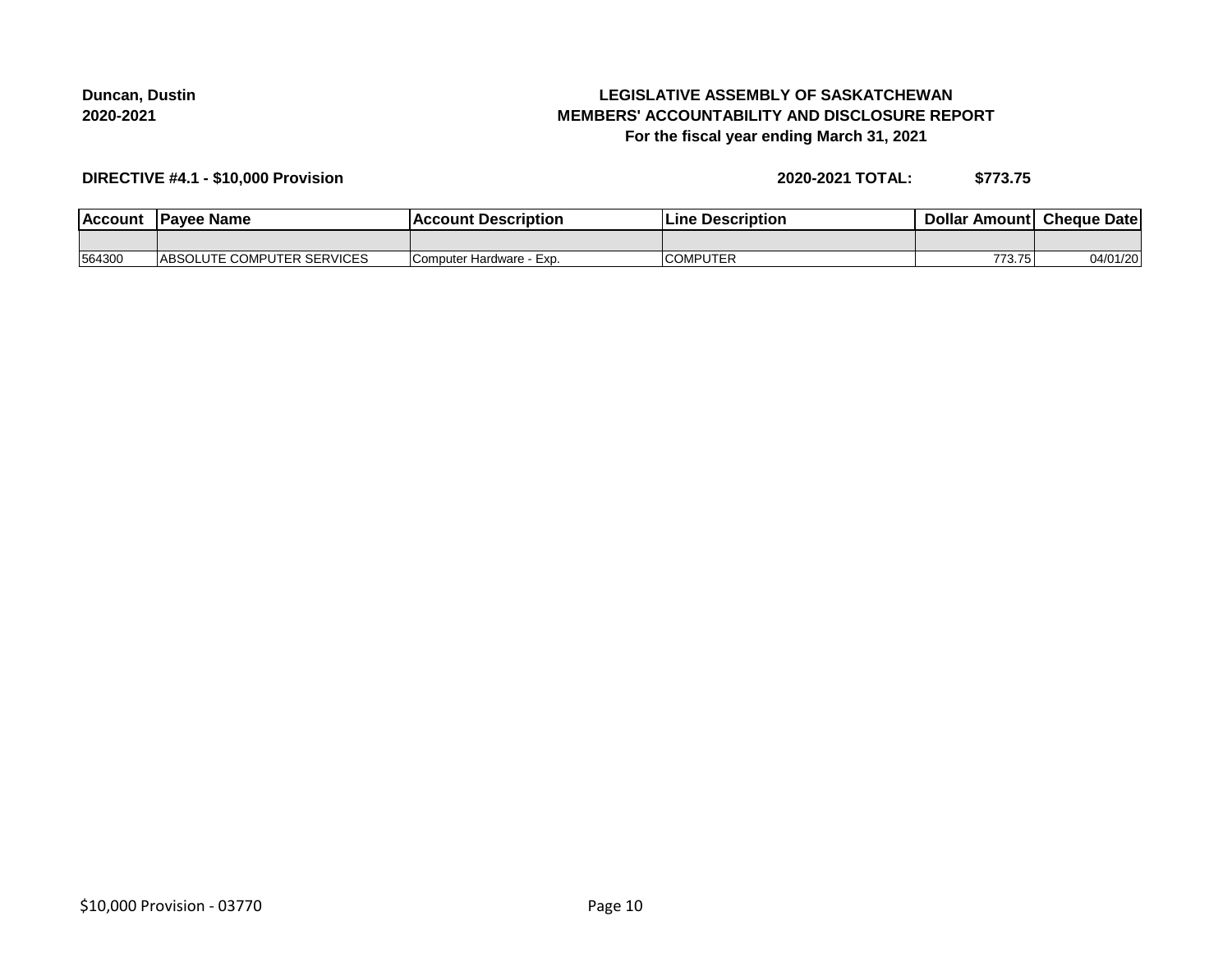**Duncan, Dustin**
**2020-2021**

**LEGISLATIVE ASSEMBLY OF SASKATCHEWAN**
**MEMBERS' ACCOUNTABILITY AND DISCLOSURE REPORT**
**For the fiscal year ending March 31, 2021**

**DIRECTIVE #4.1 - $10,000 Provision** **2020-2021 TOTAL: $773.75**

| Account | Payee Name | Account Description | Line Description | Dollar Amount | Cheque Date |
|---|---|---|---|---|---|
| | | | | | |
| 564300 | ABSOLUTE COMPUTER SERVICES | Computer Hardware - Exp. | COMPUTER | 773.75 | 04/01/20 |

$10,000 Provision - 03770